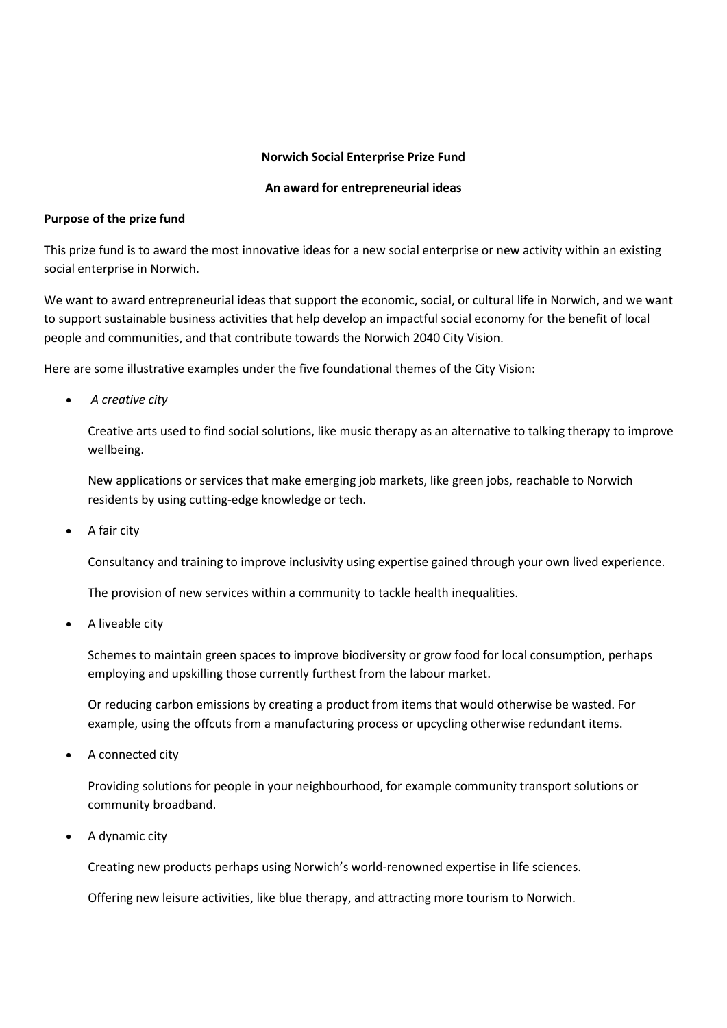**Norwich Social Enterprise Prize Fund**

**An award for entrepreneurial ideas**

**Purpose of the prize fund**

This prize fund is to award the most innovative ideas for a new social enterprise or new activity within an existing social enterprise in Norwich.

We want to award entrepreneurial ideas that support the economic, social, or cultural life in Norwich, and we want to support sustainable business activities that help develop an impactful social economy for the benefit of local people and communities, and that contribute towards the Norwich 2040 City Vision.

Here are some illustrative examples under the five foundational themes of the City Vision:

- *A creative city*

  Creative arts used to find social solutions, like music therapy as an alternative to talking therapy to improve wellbeing.

  New applications or services that make emerging job markets, like green jobs, reachable to Norwich residents by using cutting-edge knowledge or tech.

- A fair city

  Consultancy and training to improve inclusivity using expertise gained through your own lived experience.

  The provision of new services within a community to tackle health inequalities.

- A liveable city

  Schemes to maintain green spaces to improve biodiversity or grow food for local consumption, perhaps employing and upskilling those currently furthest from the labour market.

  Or reducing carbon emissions by creating a product from items that would otherwise be wasted. For example, using the offcuts from a manufacturing process or upcycling otherwise redundant items.

- A connected city

  Providing solutions for people in your neighbourhood, for example community transport solutions or community broadband.

- A dynamic city

  Creating new products perhaps using Norwich's world-renowned expertise in life sciences.

  Offering new leisure activities, like blue therapy, and attracting more tourism to Norwich.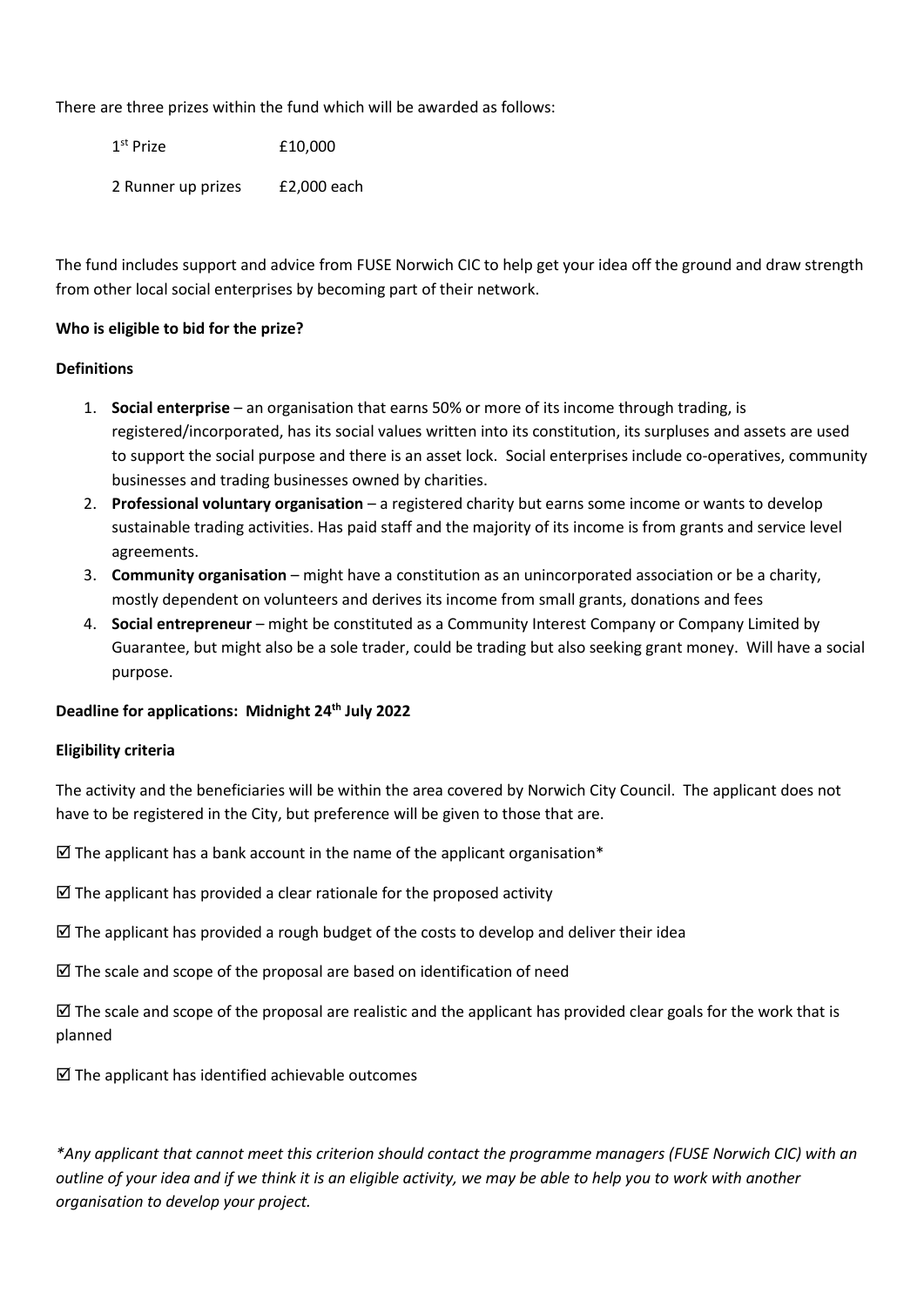There are three prizes within the fund which will be awarded as follows:

| | |
|---|---|
| 1st Prize | £10,000 |
| 2 Runner up prizes | £2,000 each |

The fund includes support and advice from FUSE Norwich CIC to help get your idea off the ground and draw strength from other local social enterprises by becoming part of their network.

**Who is eligible to bid for the prize?**

**Definitions**

1. **Social enterprise** – an organisation that earns 50% or more of its income through trading, is registered/incorporated, has its social values written into its constitution, its surpluses and assets are used to support the social purpose and there is an asset lock. Social enterprises include co-operatives, community businesses and trading businesses owned by charities.
2. **Professional voluntary organisation** – a registered charity but earns some income or wants to develop sustainable trading activities. Has paid staff and the majority of its income is from grants and service level agreements.
3. **Community organisation** – might have a constitution as an unincorporated association or be a charity, mostly dependent on volunteers and derives its income from small grants, donations and fees
4. **Social entrepreneur** – might be constituted as a Community Interest Company or Company Limited by Guarantee, but might also be a sole trader, could be trading but also seeking grant money. Will have a social purpose.

**Deadline for applications: Midnight 24th July 2022**

**Eligibility criteria**

The activity and the beneficiaries will be within the area covered by Norwich City Council. The applicant does not have to be registered in the City, but preference will be given to those that are.

☑ The applicant has a bank account in the name of the applicant organisation*

☑ The applicant has provided a clear rationale for the proposed activity

☑ The applicant has provided a rough budget of the costs to develop and deliver their idea

☑ The scale and scope of the proposal are based on identification of need

☑ The scale and scope of the proposal are realistic and the applicant has provided clear goals for the work that is planned

☑ The applicant has identified achievable outcomes

*\*Any applicant that cannot meet this criterion should contact the programme managers (FUSE Norwich CIC) with an outline of your idea and if we think it is an eligible activity, we may be able to help you to work with another organisation to develop your project.*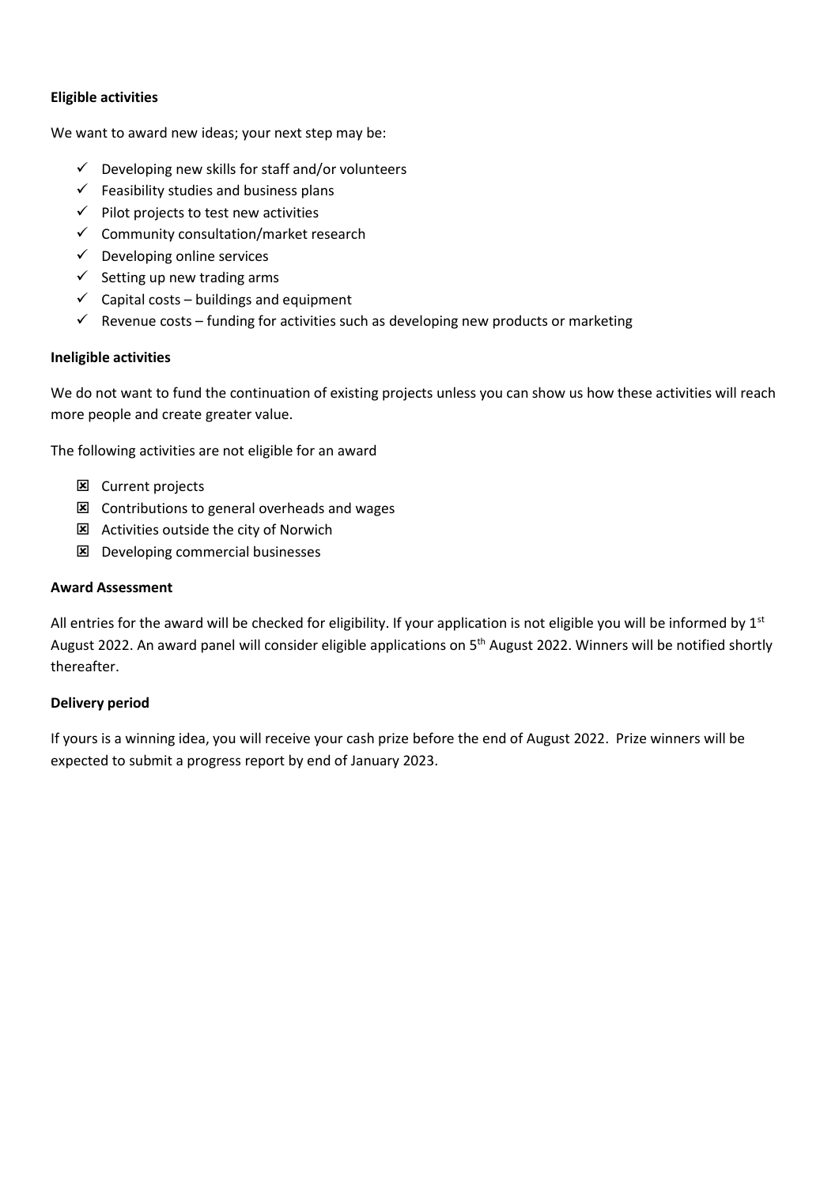**Eligible activities**

We want to award new ideas; your next step may be:

- ✓ Developing new skills for staff and/or volunteers
- ✓ Feasibility studies and business plans
- ✓ Pilot projects to test new activities
- ✓ Community consultation/market research
- ✓ Developing online services
- ✓ Setting up new trading arms
- ✓ Capital costs – buildings and equipment
- ✓ Revenue costs – funding for activities such as developing new products or marketing

**Ineligible activities**

We do not want to fund the continuation of existing projects unless you can show us how these activities will reach more people and create greater value.

The following activities are not eligible for an award

- ☒ Current projects
- ☒ Contributions to general overheads and wages
- ☒ Activities outside the city of Norwich
- ☒ Developing commercial businesses

**Award Assessment**

All entries for the award will be checked for eligibility. If your application is not eligible you will be informed by 1st August 2022. An award panel will consider eligible applications on 5th August 2022. Winners will be notified shortly thereafter.

**Delivery period**

If yours is a winning idea, you will receive your cash prize before the end of August 2022. Prize winners will be expected to submit a progress report by end of January 2023.